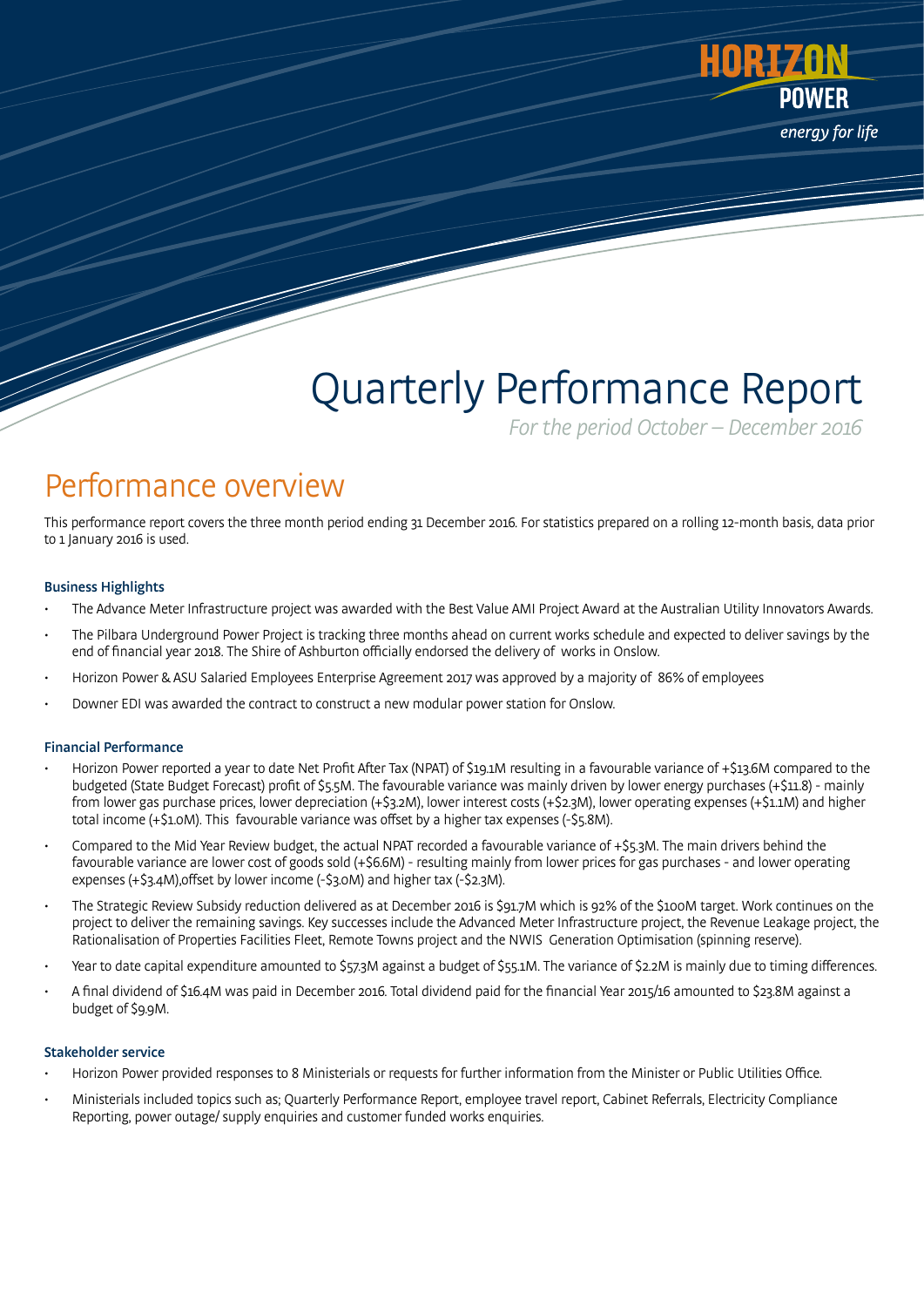# Quarterly Performance Report

*For the period October – December 2016*

## Performance overview

This performance report covers the three month period ending 31 December 2016. For statistics prepared on a rolling 12-month basis, data prior to 1 January 2016 is used.

### Business Highlights

- The Advance Meter Infrastructure project was awarded with the Best Value AMI Project Award at the Australian Utility Innovators Awards.
- The Pilbara Underground Power Project is tracking three months ahead on current works schedule and expected to deliver savings by the end of financial year 2018. The Shire of Ashburton officially endorsed the delivery of works in Onslow.
- Horizon Power & ASU Salaried Employees Enterprise Agreement 2017 was approved by a majority of 86% of employees
- Downer EDI was awarded the contract to construct a new modular power station for Onslow.

### Financial Performance

- Horizon Power reported a year to date Net Profit After Tax (NPAT) of $19.1M resulting in a favourable variance of +$13.6M compared to the budgeted (State Budget Forecast) profit of $5.5M. The favourable variance was mainly driven by lower energy purchases (+$11.8) - mainly from lower gas purchase prices, lower depreciation (+$3.2M), lower interest costs (+$2.3M), lower operating expenses (+$1.1M) and higher total income (+$1.0M). This favourable variance was offset by a higher tax expenses (-$5.8M).
- Compared to the Mid Year Review budget, the actual NPAT recorded a favourable variance of +$5.3M. The main drivers behind the favourable variance are lower cost of goods sold (+$6.6M) - resulting mainly from lower prices for gas purchases - and lower operating expenses (+$3.4M),offset by lower income (-$3.0M) and higher tax (-$2.3M).
- The Strategic Review Subsidy reduction delivered as at December 2016 is $91.7M which is 92% of the $100M target. Work continues on the project to deliver the remaining savings. Key successes include the Advanced Meter Infrastructure project, the Revenue Leakage project, the Rationalisation of Properties Facilities Fleet, Remote Towns project and the NWIS Generation Optimisation (spinning reserve).
- Year to date capital expenditure amounted to $57.3M against a budget of $55.1M. The variance of $2.2M is mainly due to timing differences.
- A final dividend of $16.4M was paid in December 2016. Total dividend paid for the financial Year 2015/16 amounted to $23.8M against a budget of $9.9M.

### Stakeholder service

- Horizon Power provided responses to 8 Ministerials or requests for further information from the Minister or Public Utilities Office.
- Ministerials included topics such as; Quarterly Performance Report, employee travel report, Cabinet Referrals, Electricity Compliance Reporting, power outage/ supply enquiries and customer funded works enquiries.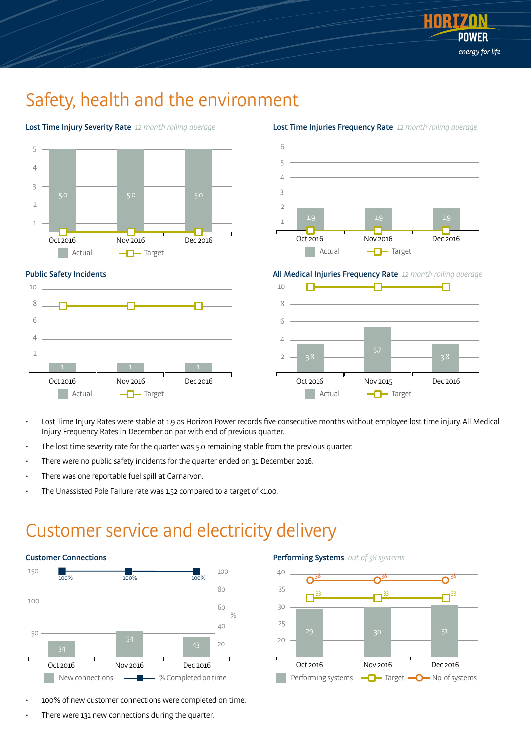# Safety, health and the environment

### Lost Time Injury Severity Rate *12 month rolling average*

| | Oct 2016 | Nov 2016 | Dec 2016 |
|---|---|---|---|
| Actual | 5.0 | 5.0 | 5.0 |
| Target | 0 | 0 | 0 |

### Lost Time Injuries Frequency Rate *12 month rolling average*

| | Oct 2016 | Nov 2016 | Dec 2016 |
|---|---|---|---|
| Actual | 1.9 | 1.9 | 1.9 |
| Target | 0 | 0 | 0 |

### Public Safety Incidents

| | Oct 2016 | Nov 2016 | Dec 2016 |
|---|---|---|---|
| Actual | 1 | 1 | 1 |
| Target | 8 | 8 | 8 |

### All Medical Injuries Frequency Rate *12 month rolling average*

| | Oct 2016 | Nov 2015 | Dec 2016 |
|---|---|---|---|
| Actual | 3.8 | 5.7 | 3.8 |
| Target | 10 | 10 | 10 |

- Lost Time Injury Rates were stable at 1.9 as Horizon Power records five consecutive months without employee lost time injury. All Medical Injury Frequency Rates in December on par with end of previous quarter.
- The lost time severity rate for the quarter was 5.0 remaining stable from the previous quarter.
- There were no public safety incidents for the quarter ended on 31 December 2016.
- There was one reportable fuel spill at Carnarvon.
- The Unassisted Pole Failure rate was 1.52 compared to a target of <1.00.

# Customer service and electricity delivery

### Customer Connections

| | Oct 2016 | Nov 2016 | Dec 2016 |
|---|---|---|---|
| New connections | 34 | 54 | 43 |
| % Completed on time | 100% | 100% | 100% |

### Performing Systems *out of 38 systems*

| | Oct 2016 | Nov 2016 | Dec 2016 |
|---|---|---|---|
| Performing systems | 29 | 30 | 31 |
| Target | 33 | 33 | 33 |
| No. of systems | 38 | 38 | 38 |

- 100% of new customer connections were completed on time.
- There were 131 new connections during the quarter.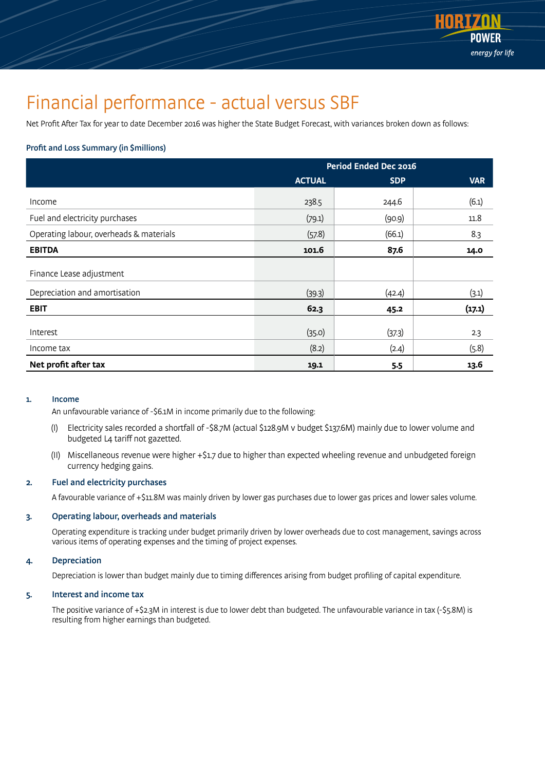# Financial performance - actual versus SBF

Net Profit After Tax for year to date December 2016 was higher the State Budget Forecast, with variances broken down as follows:

### Profit and Loss Summary (in $millions)

| | Period Ended Dec 2016 | | |
|---|---|---|---|
| | **ACTUAL** | **SDP** | **VAR** |
| Income | 238.5 | 244.6 | (6.1) |
| Fuel and electricity purchases | (79.1) | (90.9) | 11.8 |
| Operating labour, overheads & materials | (57.8) | (66.1) | 8.3 |
| **EBITDA** | **101.6** | **87.6** | **14.0** |
| Finance Lease adjustment | | | |
| Depreciation and amortisation | (39.3) | (42.4) | (3.1) |
| **EBIT** | **62.3** | **45.2** | **(17.1)** |
| Interest | (35.0) | (37.3) | 2.3 |
| Income tax | (8.2) | (2.4) | (5.8) |
| **Net profit after tax** | **19.1** | **5.5** | **13.6** |

1. **Income**

   An unfavourable variance of -$6.1M in income primarily due to the following:

   (I) Electricity sales recorded a shortfall of -$8.7M (actual $128.9M v budget $137.6M) mainly due to lower volume and budgeted L4 tariff not gazetted.

   (II) Miscellaneous revenue were higher +$1.7 due to higher than expected wheeling revenue and unbudgeted foreign currency hedging gains.

2. **Fuel and electricity purchases**

   A favourable variance of +$11.8M was mainly driven by lower gas purchases due to lower gas prices and lower sales volume.

3. **Operating labour, overheads and materials**

   Operating expenditure is tracking under budget primarily driven by lower overheads due to cost management, savings across various items of operating expenses and the timing of project expenses.

4. **Depreciation**

   Depreciation is lower than budget mainly due to timing differences arising from budget profiling of capital expenditure.

5. **Interest and income tax**

   The positive variance of +$2.3M in interest is due to lower debt than budgeted. The unfavourable variance in tax (-$5.8M) is resulting from higher earnings than budgeted.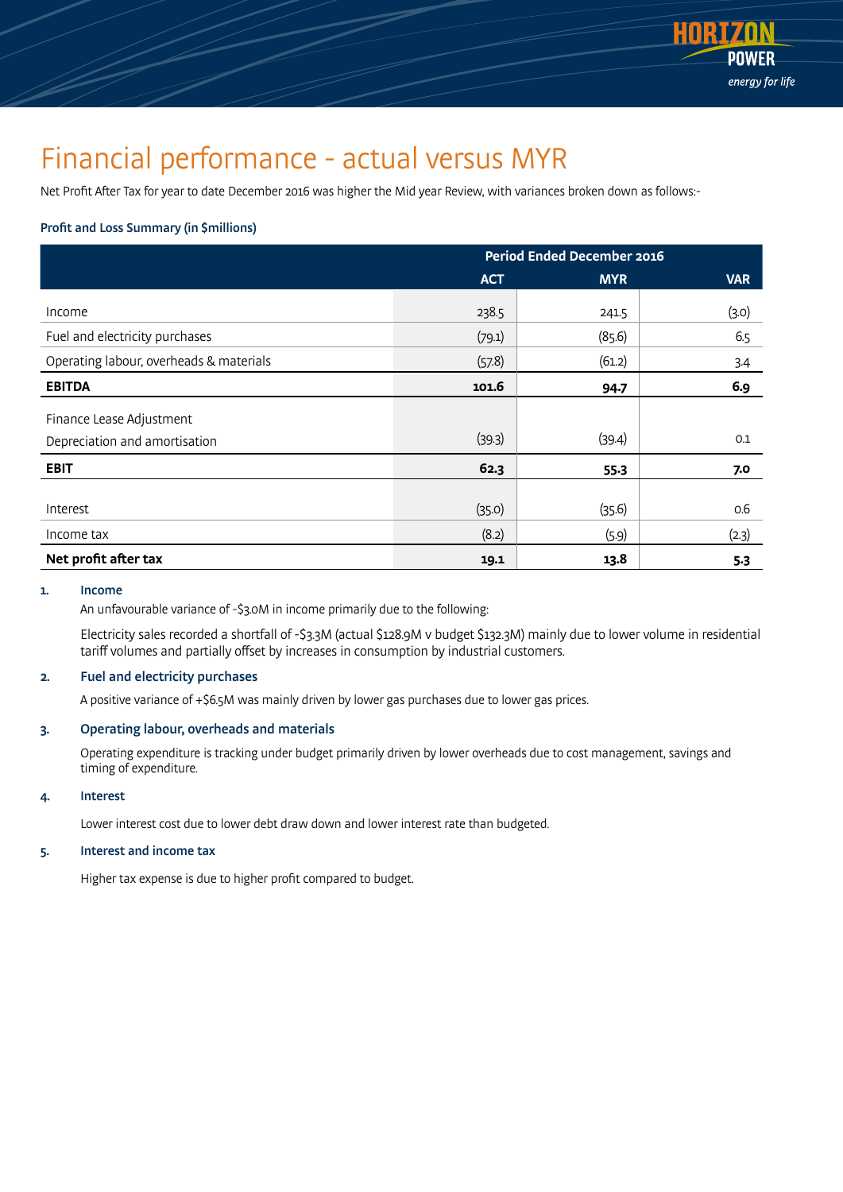# Financial performance - actual versus MYR

Net Profit After Tax for year to date December 2016 was higher the Mid year Review, with variances broken down as follows:-

### Profit and Loss Summary (in $millions)

| | Period Ended December 2016 | | |
|---|---|---|---|
| | ACT | MYR | VAR |
| Income | 238.5 | 241.5 | (3.0) |
| Fuel and electricity purchases | (79.1) | (85.6) | 6.5 |
| Operating labour, overheads & materials | (57.8) | (61.2) | 3.4 |
| **EBITDA** | **101.6** | **94.7** | **6.9** |
| Finance Lease Adjustment | | | |
| Depreciation and amortisation | (39.3) | (39.4) | 0.1 |
| **EBIT** | **62.3** | **55.3** | **7.0** |
| Interest | (35.0) | (35.6) | 0.6 |
| Income tax | (8.2) | (5.9) | (2.3) |
| **Net profit after tax** | **19.1** | **13.8** | **5.3** |

**1. Income**

An unfavourable variance of -$3.0M in income primarily due to the following:

Electricity sales recorded a shortfall of -$3.3M (actual $128.9M v budget $132.3M) mainly due to lower volume in residential tariff volumes and partially offset by increases in consumption by industrial customers.

**2. Fuel and electricity purchases**

A positive variance of +$6.5M was mainly driven by lower gas purchases due to lower gas prices.

**3. Operating labour, overheads and materials**

Operating expenditure is tracking under budget primarily driven by lower overheads due to cost management, savings and timing of expenditure.

**4. Interest**

Lower interest cost due to lower debt draw down and lower interest rate than budgeted.

**5. Interest and income tax**

Higher tax expense is due to higher profit compared to budget.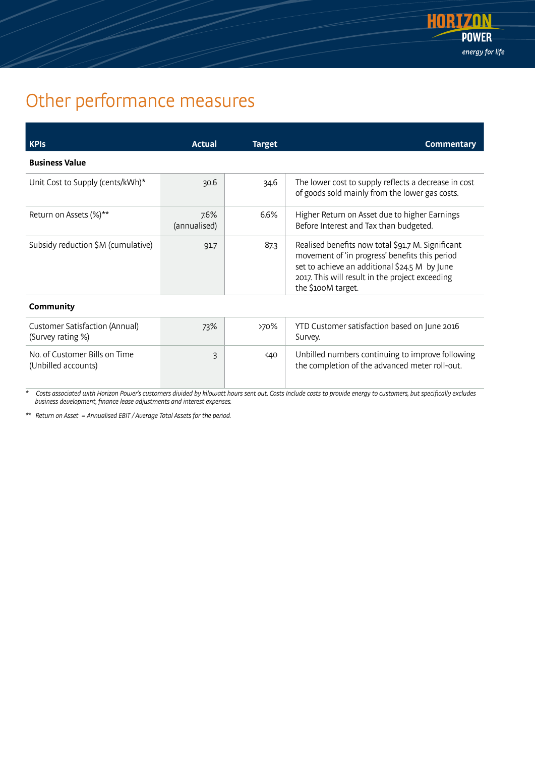# Other performance measures

| KPIs | Actual | Target | Commentary |
|---|---|---|---|
| **Business Value** | | | |
| Unit Cost to Supply (cents/kWh)* | 30.6 | 34.6 | The lower cost to supply reflects a decrease in cost of goods sold mainly from the lower gas costs. |
| Return on Assets (%)** | 7.6% (annualised) | 6.6% | Higher Return on Asset due to higher Earnings Before Interest and Tax than budgeted. |
| Subsidy reduction $M (cumulative) | 91.7 | 87.3 | Realised benefits now total $91.7 M. Significant movement of 'in progress' benefits this period set to achieve an additional $24.5 M by June 2017. This will result in the project exceeding the $100M target. |
| **Community** | | | |
| Customer Satisfaction (Annual) (Survey rating %) | 73% | >70% | YTD Customer satisfaction based on June 2016 Survey. |
| No. of Customer Bills on Time (Unbilled accounts) | 3 | <40 | Unbilled numbers continuing to improve following the completion of the advanced meter roll-out. |

*\* Costs associated with Horizon Power's customers divided by kilowatt hours sent out. Costs Include costs to provide energy to customers, but specifically excludes business development, finance lease adjustments and interest expenses.*

*\*\* Return on Asset = Annualised EBIT / Average Total Assets for the period.*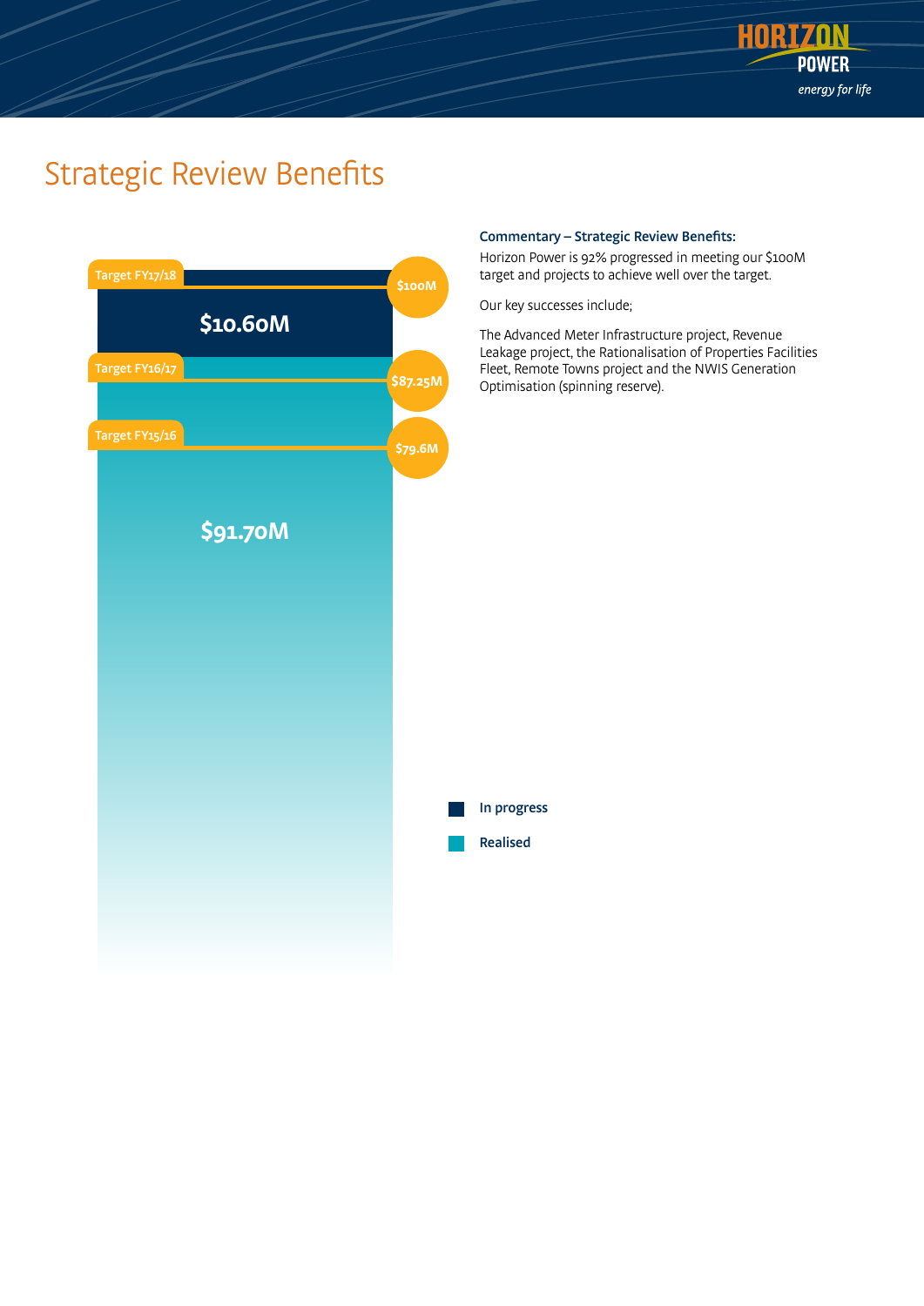# Strategic Review Benefits

Target FY17/18

$100M

$10.60M

Target FY16/17

$87.25M

Target FY15/16

$79.6M

$91.70M

In progress

Realised

**Commentary – Strategic Review Benefits:**

Horizon Power is 92% progressed in meeting our $100M target and projects to achieve well over the target.

Our key successes include;

The Advanced Meter Infrastructure project, Revenue Leakage project, the Rationalisation of Properties Facilities Fleet, Remote Towns project and the NWIS Generation Optimisation (spinning reserve).